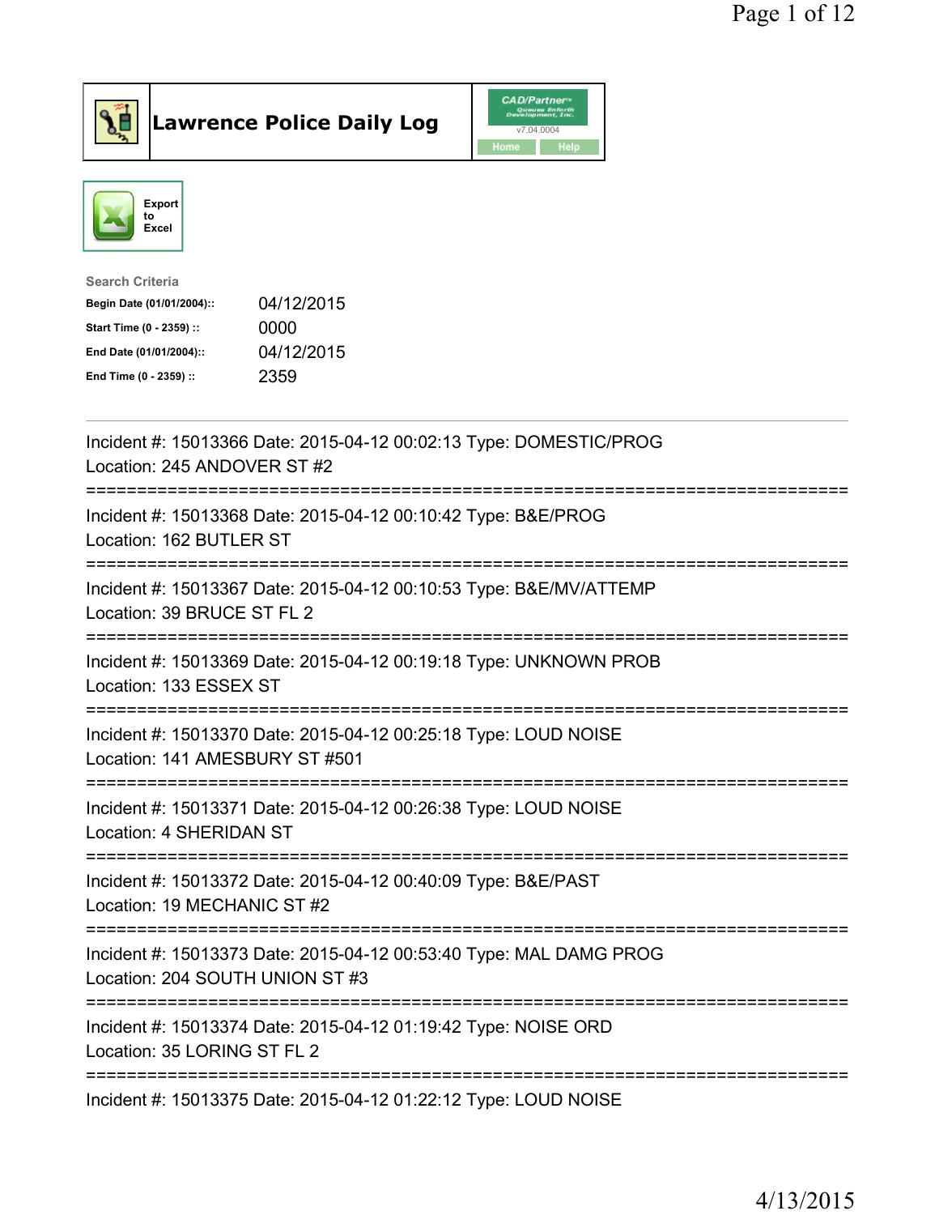# Lawrence Police Daily Log

CAD/Partner v7.04.0004

Home | Help

Export to Excel

**Search Criteria**

| | |
|---|---|
| **Begin Date (01/01/2004)::** | 04/12/2015 |
| **Start Time (0 - 2359) ::** | 0000 |
| **End Date (01/01/2004)::** | 04/12/2015 |
| **End Time (0 - 2359) ::** | 2359 |

---

Incident #: 15013366 Date: 2015-04-12 00:02:13 Type: DOMESTIC/PROG
Location: 245 ANDOVER ST #2

===========================================================================

Incident #: 15013368 Date: 2015-04-12 00:10:42 Type: B&E/PROG
Location: 162 BUTLER ST

===========================================================================

Incident #: 15013367 Date: 2015-04-12 00:10:53 Type: B&E/MV/ATTEMP
Location: 39 BRUCE ST FL 2

===========================================================================

Incident #: 15013369 Date: 2015-04-12 00:19:18 Type: UNKNOWN PROB
Location: 133 ESSEX ST

===========================================================================

Incident #: 15013370 Date: 2015-04-12 00:25:18 Type: LOUD NOISE
Location: 141 AMESBURY ST #501

===========================================================================

Incident #: 15013371 Date: 2015-04-12 00:26:38 Type: LOUD NOISE
Location: 4 SHERIDAN ST

===========================================================================

Incident #: 15013372 Date: 2015-04-12 00:40:09 Type: B&E/PAST
Location: 19 MECHANIC ST #2

===========================================================================

Incident #: 15013373 Date: 2015-04-12 00:53:40 Type: MAL DAMG PROG
Location: 204 SOUTH UNION ST #3

===========================================================================

Incident #: 15013374 Date: 2015-04-12 01:19:42 Type: NOISE ORD
Location: 35 LORING ST FL 2

===========================================================================

Incident #: 15013375 Date: 2015-04-12 01:22:12 Type: LOUD NOISE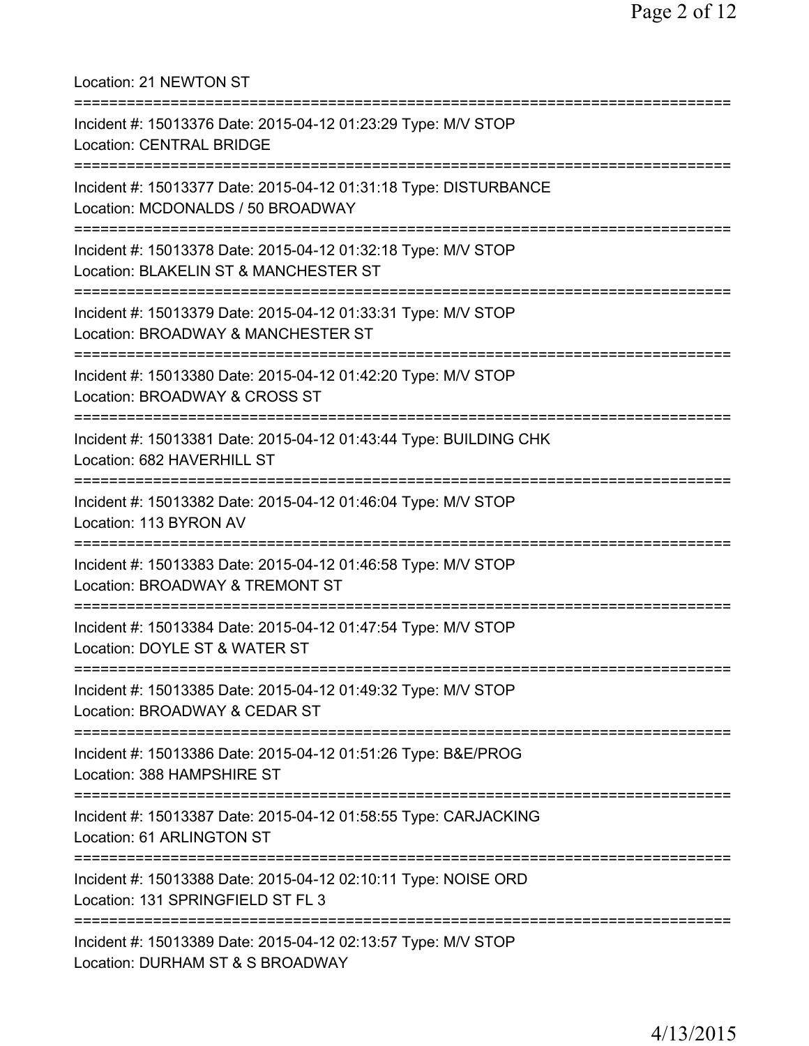Location: 21 NEWTON ST

===========================================================================

Incident #: 15013376 Date: 2015-04-12 01:23:29 Type: M/V STOP
Location: CENTRAL BRIDGE

===========================================================================

Incident #: 15013377 Date: 2015-04-12 01:31:18 Type: DISTURBANCE
Location: MCDONALDS / 50 BROADWAY

===========================================================================

Incident #: 15013378 Date: 2015-04-12 01:32:18 Type: M/V STOP
Location: BLAKELIN ST & MANCHESTER ST

===========================================================================

Incident #: 15013379 Date: 2015-04-12 01:33:31 Type: M/V STOP
Location: BROADWAY & MANCHESTER ST

===========================================================================

Incident #: 15013380 Date: 2015-04-12 01:42:20 Type: M/V STOP
Location: BROADWAY & CROSS ST

===========================================================================

Incident #: 15013381 Date: 2015-04-12 01:43:44 Type: BUILDING CHK
Location: 682 HAVERHILL ST

===========================================================================

Incident #: 15013382 Date: 2015-04-12 01:46:04 Type: M/V STOP
Location: 113 BYRON AV

===========================================================================

Incident #: 15013383 Date: 2015-04-12 01:46:58 Type: M/V STOP
Location: BROADWAY & TREMONT ST

===========================================================================

Incident #: 15013384 Date: 2015-04-12 01:47:54 Type: M/V STOP
Location: DOYLE ST & WATER ST

===========================================================================

Incident #: 15013385 Date: 2015-04-12 01:49:32 Type: M/V STOP
Location: BROADWAY & CEDAR ST

===========================================================================

Incident #: 15013386 Date: 2015-04-12 01:51:26 Type: B&E/PROG
Location: 388 HAMPSHIRE ST

===========================================================================

Incident #: 15013387 Date: 2015-04-12 01:58:55 Type: CARJACKING
Location: 61 ARLINGTON ST

===========================================================================

Incident #: 15013388 Date: 2015-04-12 02:10:11 Type: NOISE ORD
Location: 131 SPRINGFIELD ST FL 3

===========================================================================

Incident #: 15013389 Date: 2015-04-12 02:13:57 Type: M/V STOP
Location: DURHAM ST & S BROADWAY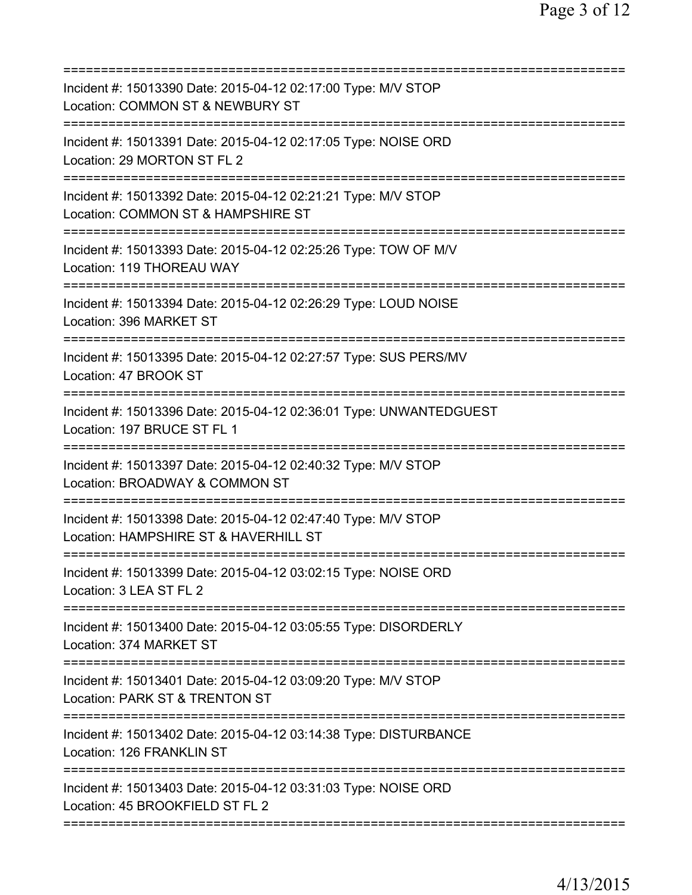===========================================================================
Incident #: 15013390 Date: 2015-04-12 02:17:00 Type: M/V STOP
Location: COMMON ST & NEWBURY ST
===========================================================================
Incident #: 15013391 Date: 2015-04-12 02:17:05 Type: NOISE ORD
Location: 29 MORTON ST FL 2
===========================================================================
Incident #: 15013392 Date: 2015-04-12 02:21:21 Type: M/V STOP
Location: COMMON ST & HAMPSHIRE ST
===========================================================================
Incident #: 15013393 Date: 2015-04-12 02:25:26 Type: TOW OF M/V
Location: 119 THOREAU WAY
===========================================================================
Incident #: 15013394 Date: 2015-04-12 02:26:29 Type: LOUD NOISE
Location: 396 MARKET ST
===========================================================================
Incident #: 15013395 Date: 2015-04-12 02:27:57 Type: SUS PERS/MV
Location: 47 BROOK ST
===========================================================================
Incident #: 15013396 Date: 2015-04-12 02:36:01 Type: UNWANTEDGUEST
Location: 197 BRUCE ST FL 1
===========================================================================
Incident #: 15013397 Date: 2015-04-12 02:40:32 Type: M/V STOP
Location: BROADWAY & COMMON ST
===========================================================================
Incident #: 15013398 Date: 2015-04-12 02:47:40 Type: M/V STOP
Location: HAMPSHIRE ST & HAVERHILL ST
===========================================================================
Incident #: 15013399 Date: 2015-04-12 03:02:15 Type: NOISE ORD
Location: 3 LEA ST FL 2
===========================================================================
Incident #: 15013400 Date: 2015-04-12 03:05:55 Type: DISORDERLY
Location: 374 MARKET ST
===========================================================================
Incident #: 15013401 Date: 2015-04-12 03:09:20 Type: M/V STOP
Location: PARK ST & TRENTON ST
===========================================================================
Incident #: 15013402 Date: 2015-04-12 03:14:38 Type: DISTURBANCE
Location: 126 FRANKLIN ST
===========================================================================
Incident #: 15013403 Date: 2015-04-12 03:31:03 Type: NOISE ORD
Location: 45 BROOKFIELD ST FL 2
===========================================================================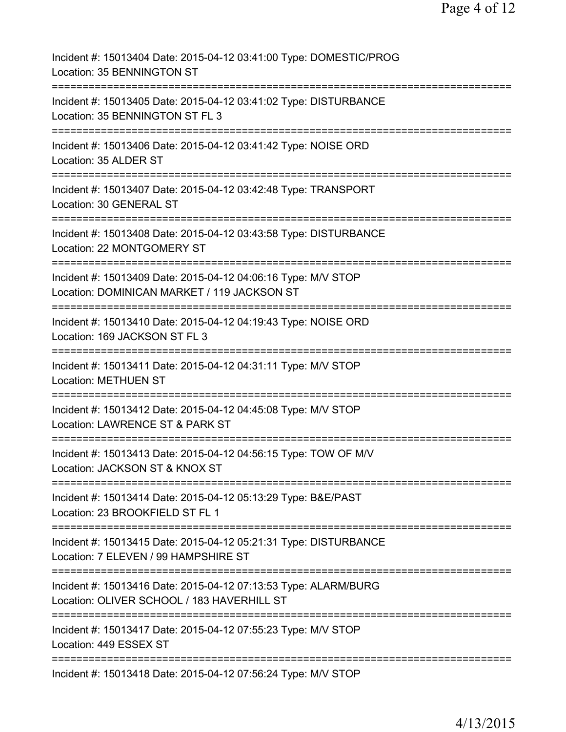Incident #: 15013404 Date: 2015-04-12 03:41:00 Type: DOMESTIC/PROG
Location: 35 BENNINGTON ST

===========================================================================

Incident #: 15013405 Date: 2015-04-12 03:41:02 Type: DISTURBANCE
Location: 35 BENNINGTON ST FL 3

===========================================================================

Incident #: 15013406 Date: 2015-04-12 03:41:42 Type: NOISE ORD
Location: 35 ALDER ST

===========================================================================

Incident #: 15013407 Date: 2015-04-12 03:42:48 Type: TRANSPORT
Location: 30 GENERAL ST

===========================================================================

Incident #: 15013408 Date: 2015-04-12 03:43:58 Type: DISTURBANCE
Location: 22 MONTGOMERY ST

===========================================================================

Incident #: 15013409 Date: 2015-04-12 04:06:16 Type: M/V STOP
Location: DOMINICAN MARKET / 119 JACKSON ST

===========================================================================

Incident #: 15013410 Date: 2015-04-12 04:19:43 Type: NOISE ORD
Location: 169 JACKSON ST FL 3

===========================================================================

Incident #: 15013411 Date: 2015-04-12 04:31:11 Type: M/V STOP
Location: METHUEN ST

===========================================================================

Incident #: 15013412 Date: 2015-04-12 04:45:08 Type: M/V STOP
Location: LAWRENCE ST & PARK ST

===========================================================================

Incident #: 15013413 Date: 2015-04-12 04:56:15 Type: TOW OF M/V
Location: JACKSON ST & KNOX ST

===========================================================================

Incident #: 15013414 Date: 2015-04-12 05:13:29 Type: B&E/PAST
Location: 23 BROOKFIELD ST FL 1

===========================================================================

Incident #: 15013415 Date: 2015-04-12 05:21:31 Type: DISTURBANCE
Location: 7 ELEVEN / 99 HAMPSHIRE ST

===========================================================================

Incident #: 15013416 Date: 2015-04-12 07:13:53 Type: ALARM/BURG
Location: OLIVER SCHOOL / 183 HAVERHILL ST

===========================================================================

Incident #: 15013417 Date: 2015-04-12 07:55:23 Type: M/V STOP
Location: 449 ESSEX ST

===========================================================================

Incident #: 15013418 Date: 2015-04-12 07:56:24 Type: M/V STOP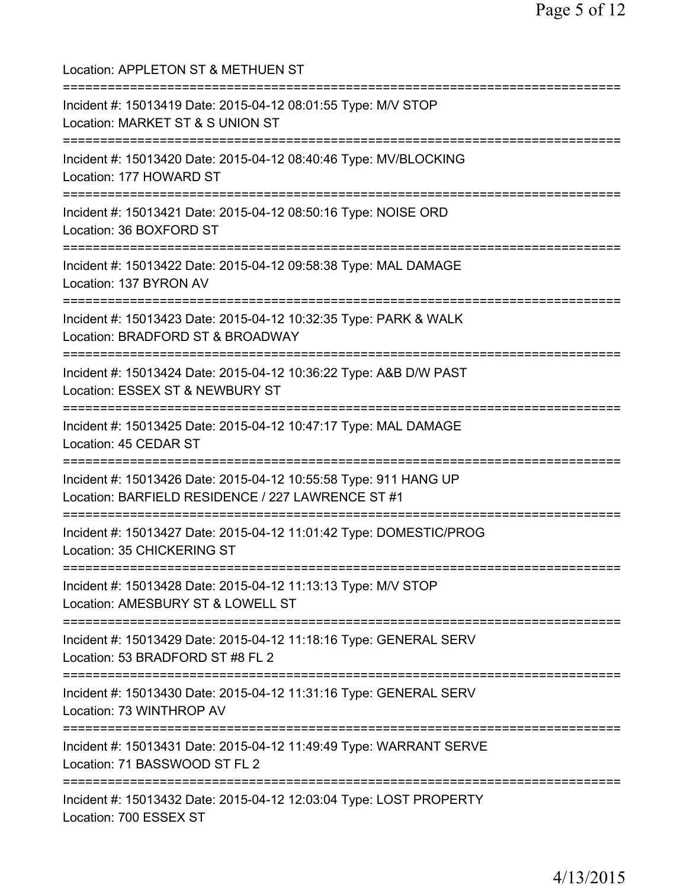Location: APPLETON ST & METHUEN ST

===========================================================================

Incident #: 15013419 Date: 2015-04-12 08:01:55 Type: M/V STOP
Location: MARKET ST & S UNION ST

===========================================================================

Incident #: 15013420 Date: 2015-04-12 08:40:46 Type: MV/BLOCKING
Location: 177 HOWARD ST

===========================================================================

Incident #: 15013421 Date: 2015-04-12 08:50:16 Type: NOISE ORD
Location: 36 BOXFORD ST

===========================================================================

Incident #: 15013422 Date: 2015-04-12 09:58:38 Type: MAL DAMAGE
Location: 137 BYRON AV

===========================================================================

Incident #: 15013423 Date: 2015-04-12 10:32:35 Type: PARK & WALK
Location: BRADFORD ST & BROADWAY

===========================================================================

Incident #: 15013424 Date: 2015-04-12 10:36:22 Type: A&B D/W PAST
Location: ESSEX ST & NEWBURY ST

===========================================================================

Incident #: 15013425 Date: 2015-04-12 10:47:17 Type: MAL DAMAGE
Location: 45 CEDAR ST

===========================================================================

Incident #: 15013426 Date: 2015-04-12 10:55:58 Type: 911 HANG UP
Location: BARFIELD RESIDENCE / 227 LAWRENCE ST #1

===========================================================================

Incident #: 15013427 Date: 2015-04-12 11:01:42 Type: DOMESTIC/PROG
Location: 35 CHICKERING ST

===========================================================================

Incident #: 15013428 Date: 2015-04-12 11:13:13 Type: M/V STOP
Location: AMESBURY ST & LOWELL ST

===========================================================================

Incident #: 15013429 Date: 2015-04-12 11:18:16 Type: GENERAL SERV
Location: 53 BRADFORD ST #8 FL 2

===========================================================================

Incident #: 15013430 Date: 2015-04-12 11:31:16 Type: GENERAL SERV
Location: 73 WINTHROP AV

===========================================================================

Incident #: 15013431 Date: 2015-04-12 11:49:49 Type: WARRANT SERVE
Location: 71 BASSWOOD ST FL 2

===========================================================================

Incident #: 15013432 Date: 2015-04-12 12:03:04 Type: LOST PROPERTY
Location: 700 ESSEX ST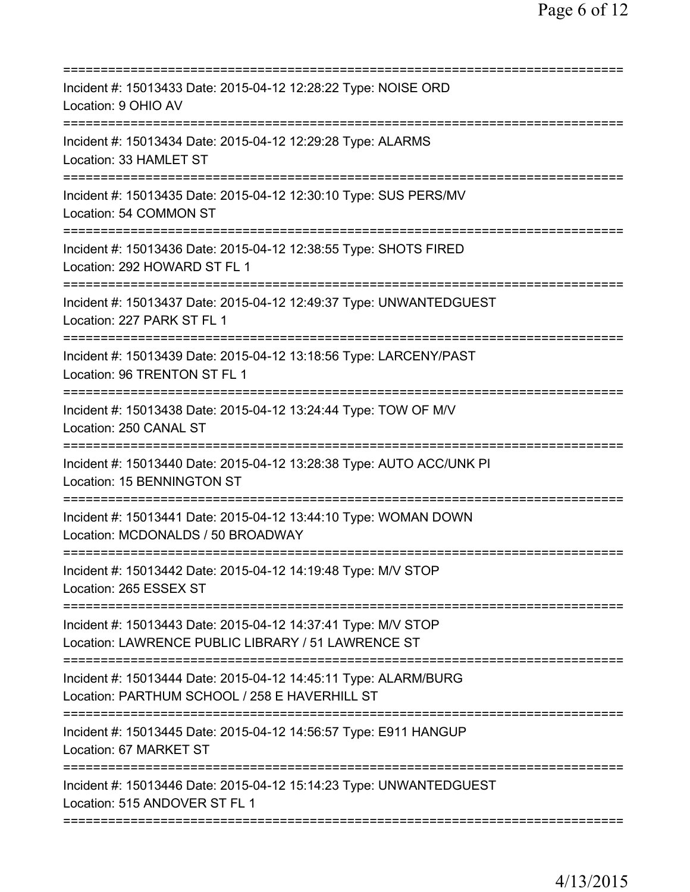===========================================================================
Incident #: 15013433 Date: 2015-04-12 12:28:22 Type: NOISE ORD
Location: 9 OHIO AV
===========================================================================
Incident #: 15013434 Date: 2015-04-12 12:29:28 Type: ALARMS
Location: 33 HAMLET ST
===========================================================================
Incident #: 15013435 Date: 2015-04-12 12:30:10 Type: SUS PERS/MV
Location: 54 COMMON ST
===========================================================================
Incident #: 15013436 Date: 2015-04-12 12:38:55 Type: SHOTS FIRED
Location: 292 HOWARD ST FL 1
===========================================================================
Incident #: 15013437 Date: 2015-04-12 12:49:37 Type: UNWANTEDGUEST
Location: 227 PARK ST FL 1
===========================================================================
Incident #: 15013439 Date: 2015-04-12 13:18:56 Type: LARCENY/PAST
Location: 96 TRENTON ST FL 1
===========================================================================
Incident #: 15013438 Date: 2015-04-12 13:24:44 Type: TOW OF M/V
Location: 250 CANAL ST
===========================================================================
Incident #: 15013440 Date: 2015-04-12 13:28:38 Type: AUTO ACC/UNK PI
Location: 15 BENNINGTON ST
===========================================================================
Incident #: 15013441 Date: 2015-04-12 13:44:10 Type: WOMAN DOWN
Location: MCDONALDS / 50 BROADWAY
===========================================================================
Incident #: 15013442 Date: 2015-04-12 14:19:48 Type: M/V STOP
Location: 265 ESSEX ST
===========================================================================
Incident #: 15013443 Date: 2015-04-12 14:37:41 Type: M/V STOP
Location: LAWRENCE PUBLIC LIBRARY / 51 LAWRENCE ST
===========================================================================
Incident #: 15013444 Date: 2015-04-12 14:45:11 Type: ALARM/BURG
Location: PARTHUM SCHOOL / 258 E HAVERHILL ST
===========================================================================
Incident #: 15013445 Date: 2015-04-12 14:56:57 Type: E911 HANGUP
Location: 67 MARKET ST
===========================================================================
Incident #: 15013446 Date: 2015-04-12 15:14:23 Type: UNWANTEDGUEST
Location: 515 ANDOVER ST FL 1
===========================================================================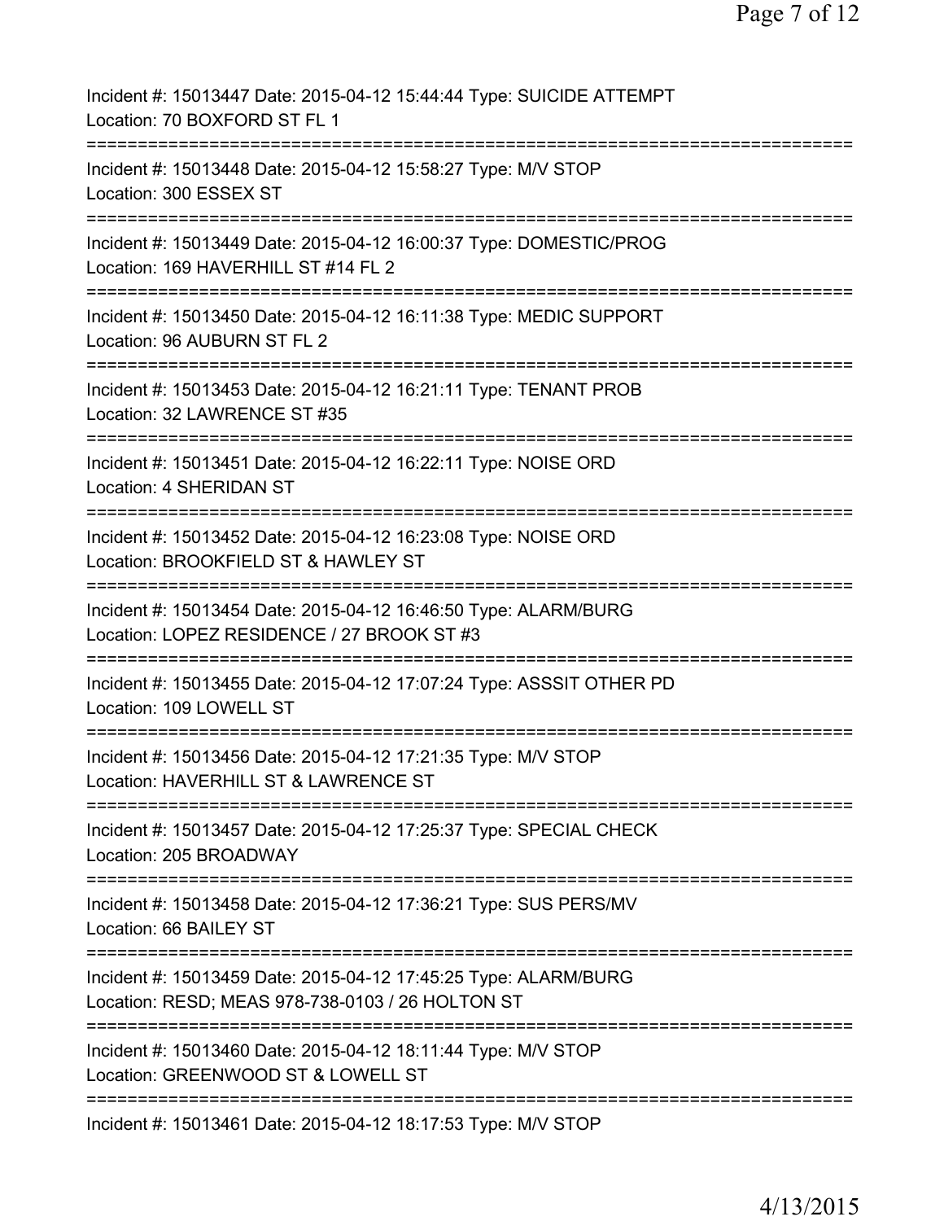Incident #: 15013447 Date: 2015-04-12 15:44:44 Type: SUICIDE ATTEMPT
Location: 70 BOXFORD ST FL 1
===========================================================================
Incident #: 15013448 Date: 2015-04-12 15:58:27 Type: M/V STOP
Location: 300 ESSEX ST
===========================================================================
Incident #: 15013449 Date: 2015-04-12 16:00:37 Type: DOMESTIC/PROG
Location: 169 HAVERHILL ST #14 FL 2
===========================================================================
Incident #: 15013450 Date: 2015-04-12 16:11:38 Type: MEDIC SUPPORT
Location: 96 AUBURN ST FL 2
===========================================================================
Incident #: 15013453 Date: 2015-04-12 16:21:11 Type: TENANT PROB
Location: 32 LAWRENCE ST #35
===========================================================================
Incident #: 15013451 Date: 2015-04-12 16:22:11 Type: NOISE ORD
Location: 4 SHERIDAN ST
===========================================================================
Incident #: 15013452 Date: 2015-04-12 16:23:08 Type: NOISE ORD
Location: BROOKFIELD ST & HAWLEY ST
===========================================================================
Incident #: 15013454 Date: 2015-04-12 16:46:50 Type: ALARM/BURG
Location: LOPEZ RESIDENCE / 27 BROOK ST #3
===========================================================================
Incident #: 15013455 Date: 2015-04-12 17:07:24 Type: ASSSIT OTHER PD
Location: 109 LOWELL ST
===========================================================================
Incident #: 15013456 Date: 2015-04-12 17:21:35 Type: M/V STOP
Location: HAVERHILL ST & LAWRENCE ST
===========================================================================
Incident #: 15013457 Date: 2015-04-12 17:25:37 Type: SPECIAL CHECK
Location: 205 BROADWAY
===========================================================================
Incident #: 15013458 Date: 2015-04-12 17:36:21 Type: SUS PERS/MV
Location: 66 BAILEY ST
===========================================================================
Incident #: 15013459 Date: 2015-04-12 17:45:25 Type: ALARM/BURG
Location: RESD; MEAS 978-738-0103 / 26 HOLTON ST
===========================================================================
Incident #: 15013460 Date: 2015-04-12 18:11:44 Type: M/V STOP
Location: GREENWOOD ST & LOWELL ST
===========================================================================
Incident #: 15013461 Date: 2015-04-12 18:17:53 Type: M/V STOP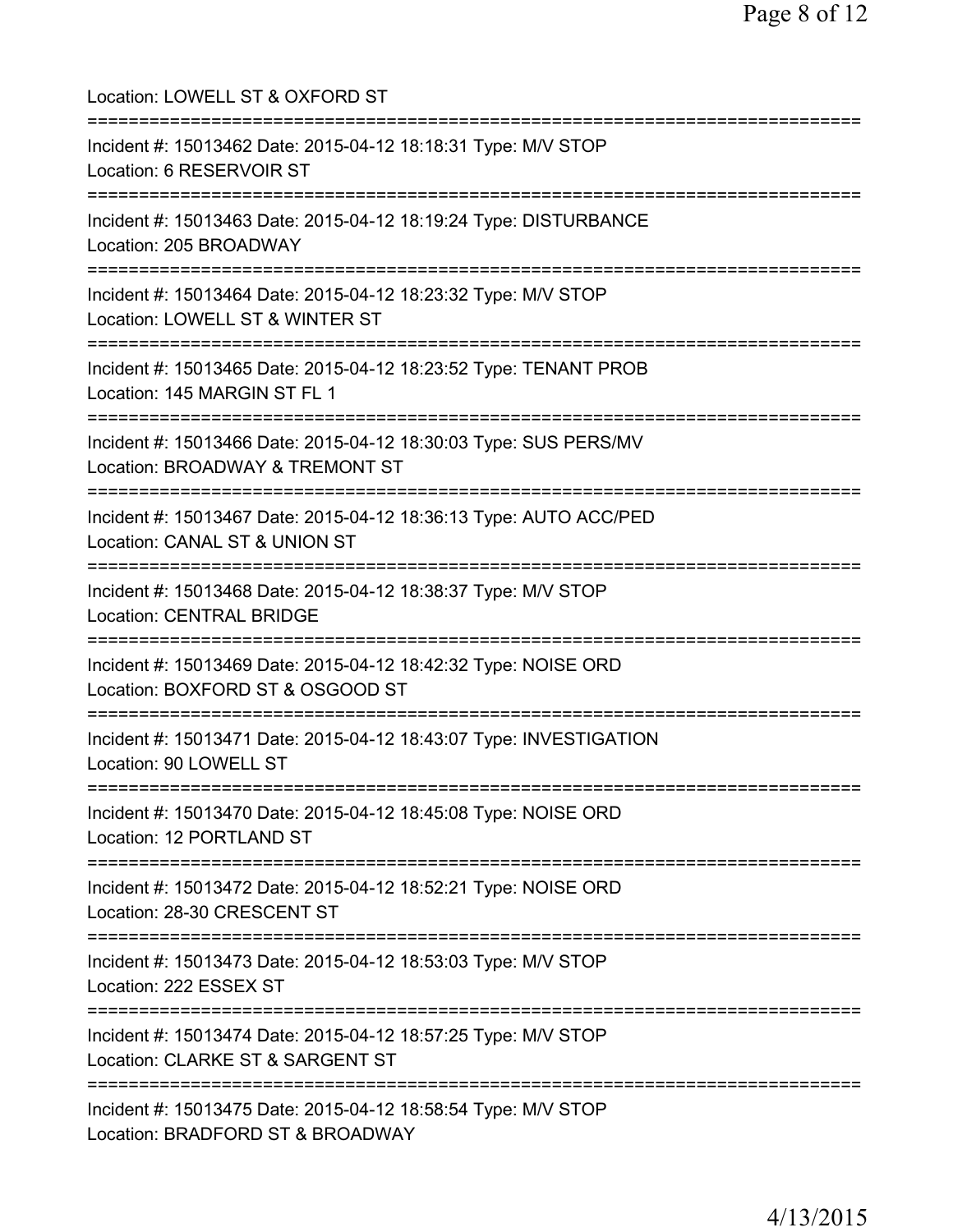Location: LOWELL ST & OXFORD ST

===========================================================================

Incident #: 15013462 Date: 2015-04-12 18:18:31 Type: M/V STOP
Location: 6 RESERVOIR ST

===========================================================================

Incident #: 15013463 Date: 2015-04-12 18:19:24 Type: DISTURBANCE
Location: 205 BROADWAY

===========================================================================

Incident #: 15013464 Date: 2015-04-12 18:23:32 Type: M/V STOP
Location: LOWELL ST & WINTER ST

===========================================================================

Incident #: 15013465 Date: 2015-04-12 18:23:52 Type: TENANT PROB
Location: 145 MARGIN ST FL 1

===========================================================================

Incident #: 15013466 Date: 2015-04-12 18:30:03 Type: SUS PERS/MV
Location: BROADWAY & TREMONT ST

===========================================================================

Incident #: 15013467 Date: 2015-04-12 18:36:13 Type: AUTO ACC/PED
Location: CANAL ST & UNION ST

===========================================================================

Incident #: 15013468 Date: 2015-04-12 18:38:37 Type: M/V STOP
Location: CENTRAL BRIDGE

===========================================================================

Incident #: 15013469 Date: 2015-04-12 18:42:32 Type: NOISE ORD
Location: BOXFORD ST & OSGOOD ST

===========================================================================

Incident #: 15013471 Date: 2015-04-12 18:43:07 Type: INVESTIGATION
Location: 90 LOWELL ST

===========================================================================

Incident #: 15013470 Date: 2015-04-12 18:45:08 Type: NOISE ORD
Location: 12 PORTLAND ST

===========================================================================

Incident #: 15013472 Date: 2015-04-12 18:52:21 Type: NOISE ORD
Location: 28-30 CRESCENT ST

===========================================================================

Incident #: 15013473 Date: 2015-04-12 18:53:03 Type: M/V STOP
Location: 222 ESSEX ST

===========================================================================

Incident #: 15013474 Date: 2015-04-12 18:57:25 Type: M/V STOP
Location: CLARKE ST & SARGENT ST

===========================================================================

Incident #: 15013475 Date: 2015-04-12 18:58:54 Type: M/V STOP
Location: BRADFORD ST & BROADWAY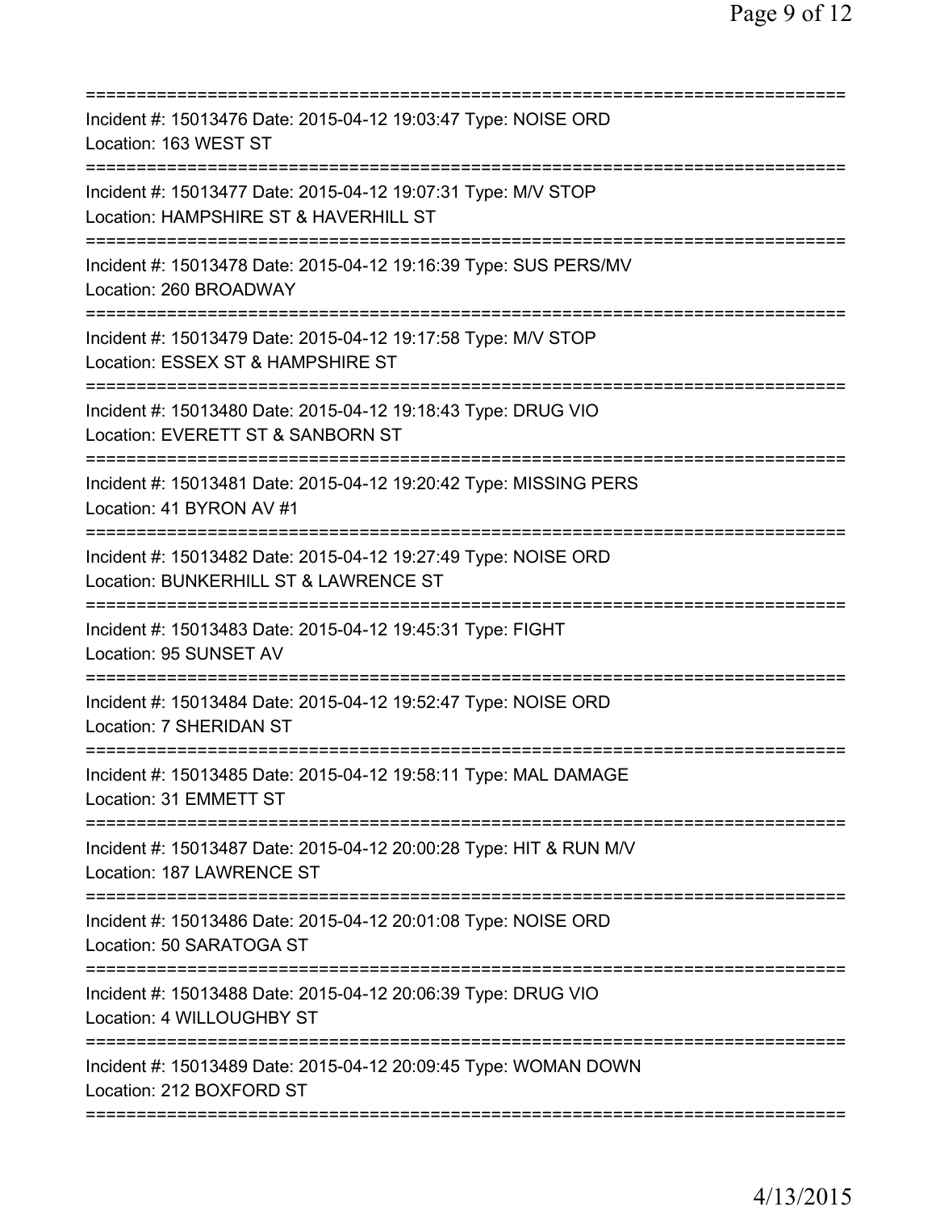===========================================================================

Incident #: 15013476 Date: 2015-04-12 19:03:47 Type: NOISE ORD
Location: 163 WEST ST

===========================================================================

Incident #: 15013477 Date: 2015-04-12 19:07:31 Type: M/V STOP
Location: HAMPSHIRE ST & HAVERHILL ST

===========================================================================

Incident #: 15013478 Date: 2015-04-12 19:16:39 Type: SUS PERS/MV
Location: 260 BROADWAY

===========================================================================

Incident #: 15013479 Date: 2015-04-12 19:17:58 Type: M/V STOP
Location: ESSEX ST & HAMPSHIRE ST

===========================================================================

Incident #: 15013480 Date: 2015-04-12 19:18:43 Type: DRUG VIO
Location: EVERETT ST & SANBORN ST

===========================================================================

Incident #: 15013481 Date: 2015-04-12 19:20:42 Type: MISSING PERS
Location: 41 BYRON AV #1

===========================================================================

Incident #: 15013482 Date: 2015-04-12 19:27:49 Type: NOISE ORD
Location: BUNKERHILL ST & LAWRENCE ST

===========================================================================

Incident #: 15013483 Date: 2015-04-12 19:45:31 Type: FIGHT
Location: 95 SUNSET AV

===========================================================================

Incident #: 15013484 Date: 2015-04-12 19:52:47 Type: NOISE ORD
Location: 7 SHERIDAN ST

===========================================================================

Incident #: 15013485 Date: 2015-04-12 19:58:11 Type: MAL DAMAGE
Location: 31 EMMETT ST

===========================================================================

Incident #: 15013487 Date: 2015-04-12 20:00:28 Type: HIT & RUN M/V
Location: 187 LAWRENCE ST

===========================================================================

Incident #: 15013486 Date: 2015-04-12 20:01:08 Type: NOISE ORD
Location: 50 SARATOGA ST

===========================================================================

Incident #: 15013488 Date: 2015-04-12 20:06:39 Type: DRUG VIO
Location: 4 WILLOUGHBY ST

===========================================================================

Incident #: 15013489 Date: 2015-04-12 20:09:45 Type: WOMAN DOWN
Location: 212 BOXFORD ST

===========================================================================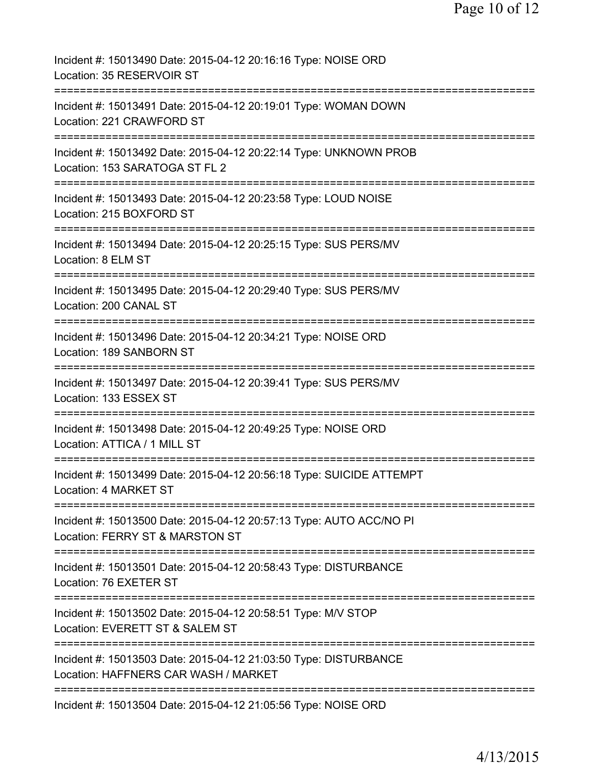Incident #: 15013490 Date: 2015-04-12 20:16:16 Type: NOISE ORD
Location: 35 RESERVOIR ST

===========================================================================

Incident #: 15013491 Date: 2015-04-12 20:19:01 Type: WOMAN DOWN
Location: 221 CRAWFORD ST

===========================================================================

Incident #: 15013492 Date: 2015-04-12 20:22:14 Type: UNKNOWN PROB
Location: 153 SARATOGA ST FL 2

===========================================================================

Incident #: 15013493 Date: 2015-04-12 20:23:58 Type: LOUD NOISE
Location: 215 BOXFORD ST

===========================================================================

Incident #: 15013494 Date: 2015-04-12 20:25:15 Type: SUS PERS/MV
Location: 8 ELM ST

===========================================================================

Incident #: 15013495 Date: 2015-04-12 20:29:40 Type: SUS PERS/MV
Location: 200 CANAL ST

===========================================================================

Incident #: 15013496 Date: 2015-04-12 20:34:21 Type: NOISE ORD
Location: 189 SANBORN ST

===========================================================================

Incident #: 15013497 Date: 2015-04-12 20:39:41 Type: SUS PERS/MV
Location: 133 ESSEX ST

===========================================================================

Incident #: 15013498 Date: 2015-04-12 20:49:25 Type: NOISE ORD
Location: ATTICA / 1 MILL ST

===========================================================================

Incident #: 15013499 Date: 2015-04-12 20:56:18 Type: SUICIDE ATTEMPT
Location: 4 MARKET ST

===========================================================================

Incident #: 15013500 Date: 2015-04-12 20:57:13 Type: AUTO ACC/NO PI
Location: FERRY ST & MARSTON ST

===========================================================================

Incident #: 15013501 Date: 2015-04-12 20:58:43 Type: DISTURBANCE
Location: 76 EXETER ST

===========================================================================

Incident #: 15013502 Date: 2015-04-12 20:58:51 Type: M/V STOP
Location: EVERETT ST & SALEM ST

===========================================================================

Incident #: 15013503 Date: 2015-04-12 21:03:50 Type: DISTURBANCE
Location: HAFFNERS CAR WASH / MARKET

===========================================================================

Incident #: 15013504 Date: 2015-04-12 21:05:56 Type: NOISE ORD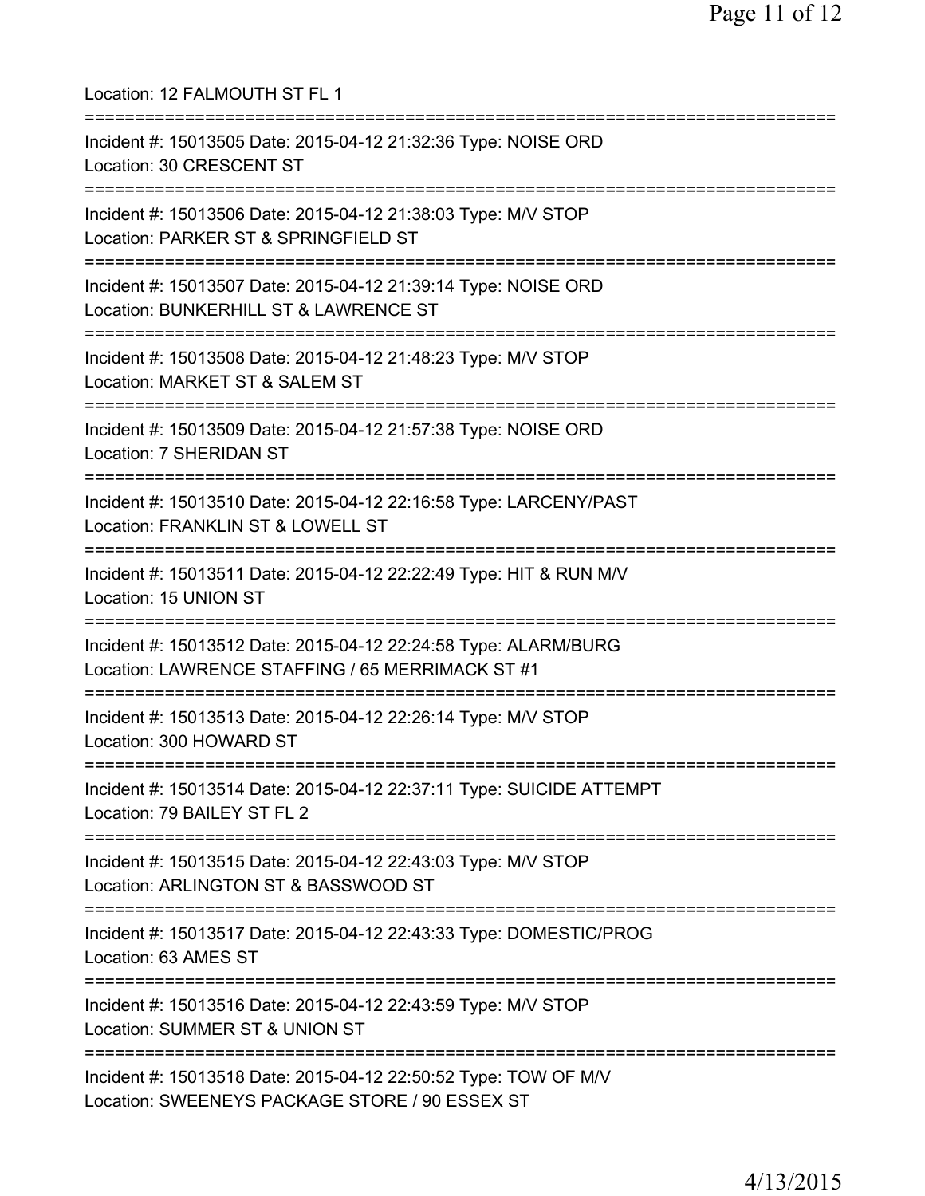Location: 12 FALMOUTH ST FL 1

===========================================================================

Incident #: 15013505 Date: 2015-04-12 21:32:36 Type: NOISE ORD
Location: 30 CRESCENT ST

===========================================================================

Incident #: 15013506 Date: 2015-04-12 21:38:03 Type: M/V STOP
Location: PARKER ST & SPRINGFIELD ST

===========================================================================

Incident #: 15013507 Date: 2015-04-12 21:39:14 Type: NOISE ORD
Location: BUNKERHILL ST & LAWRENCE ST

===========================================================================

Incident #: 15013508 Date: 2015-04-12 21:48:23 Type: M/V STOP
Location: MARKET ST & SALEM ST

===========================================================================

Incident #: 15013509 Date: 2015-04-12 21:57:38 Type: NOISE ORD
Location: 7 SHERIDAN ST

===========================================================================

Incident #: 15013510 Date: 2015-04-12 22:16:58 Type: LARCENY/PAST
Location: FRANKLIN ST & LOWELL ST

===========================================================================

Incident #: 15013511 Date: 2015-04-12 22:22:49 Type: HIT & RUN M/V
Location: 15 UNION ST

===========================================================================

Incident #: 15013512 Date: 2015-04-12 22:24:58 Type: ALARM/BURG
Location: LAWRENCE STAFFING / 65 MERRIMACK ST #1

===========================================================================

Incident #: 15013513 Date: 2015-04-12 22:26:14 Type: M/V STOP
Location: 300 HOWARD ST

===========================================================================

Incident #: 15013514 Date: 2015-04-12 22:37:11 Type: SUICIDE ATTEMPT
Location: 79 BAILEY ST FL 2

===========================================================================

Incident #: 15013515 Date: 2015-04-12 22:43:03 Type: M/V STOP
Location: ARLINGTON ST & BASSWOOD ST

===========================================================================

Incident #: 15013517 Date: 2015-04-12 22:43:33 Type: DOMESTIC/PROG
Location: 63 AMES ST

===========================================================================

Incident #: 15013516 Date: 2015-04-12 22:43:59 Type: M/V STOP
Location: SUMMER ST & UNION ST

===========================================================================

Incident #: 15013518 Date: 2015-04-12 22:50:52 Type: TOW OF M/V
Location: SWEENEYS PACKAGE STORE / 90 ESSEX ST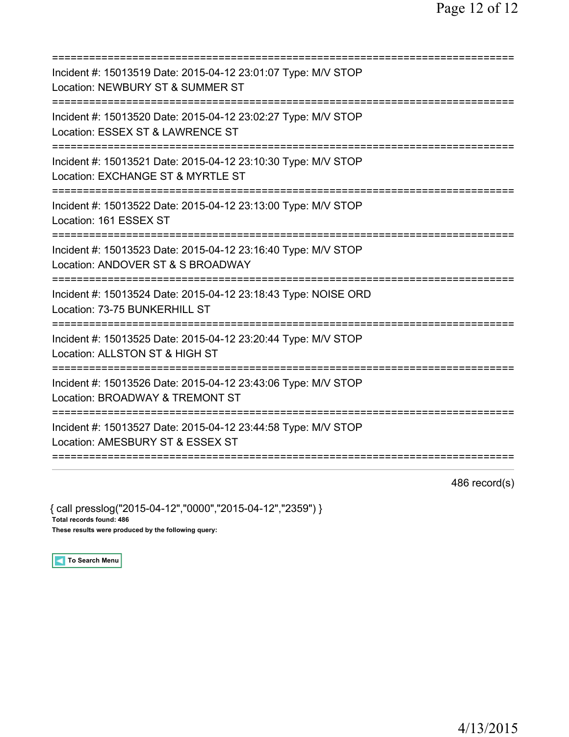===========================================================================

Incident #: 15013519 Date: 2015-04-12 23:01:07 Type: M/V STOP
Location: NEWBURY ST & SUMMER ST

===========================================================================

Incident #: 15013520 Date: 2015-04-12 23:02:27 Type: M/V STOP
Location: ESSEX ST & LAWRENCE ST

===========================================================================

Incident #: 15013521 Date: 2015-04-12 23:10:30 Type: M/V STOP
Location: EXCHANGE ST & MYRTLE ST

===========================================================================

Incident #: 15013522 Date: 2015-04-12 23:13:00 Type: M/V STOP
Location: 161 ESSEX ST

===========================================================================

Incident #: 15013523 Date: 2015-04-12 23:16:40 Type: M/V STOP
Location: ANDOVER ST & S BROADWAY

===========================================================================

Incident #: 15013524 Date: 2015-04-12 23:18:43 Type: NOISE ORD
Location: 73-75 BUNKERHILL ST

===========================================================================

Incident #: 15013525 Date: 2015-04-12 23:20:44 Type: M/V STOP
Location: ALLSTON ST & HIGH ST

===========================================================================

Incident #: 15013526 Date: 2015-04-12 23:43:06 Type: M/V STOP
Location: BROADWAY & TREMONT ST

===========================================================================

Incident #: 15013527 Date: 2015-04-12 23:44:58 Type: M/V STOP
Location: AMESBURY ST & ESSEX ST

===========================================================================

486 record(s)

{ call presslog("2015-04-12","0000","2015-04-12","2359") }

**Total records found: 486**

**These results were produced by the following query:**

To Search Menu